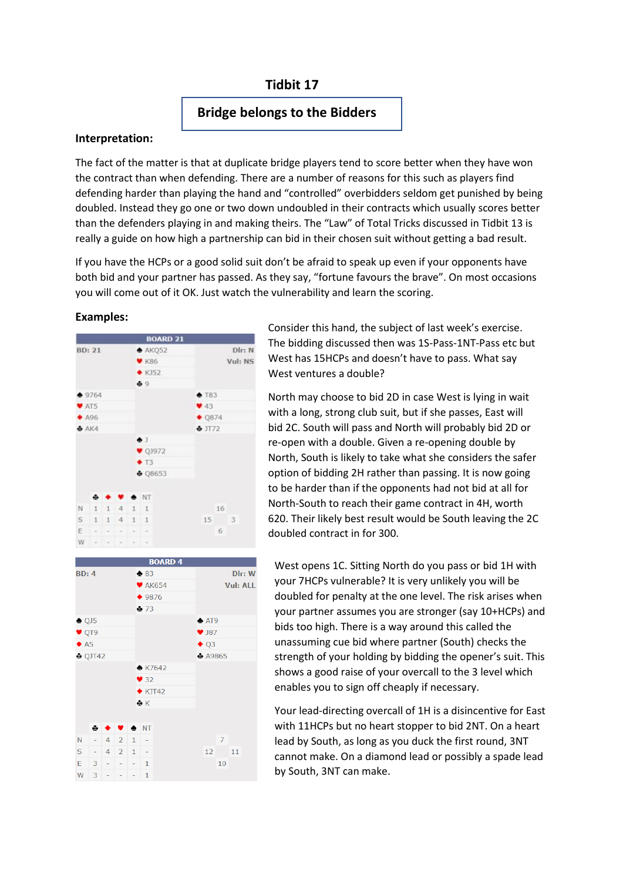# Tidbit 17

## Bridge belongs to the Bidders

**Interpretation:**

The fact of the matter is that at duplicate bridge players tend to score better when they have won the contract than when defending. There are a number of reasons for this such as players find defending harder than playing the hand and "controlled" overbidders seldom get punished by being doubled. Instead they go one or two down undoubled in their contracts which usually scores better than the defenders playing in and making theirs. The "Law" of Total Tricks discussed in Tidbit 13 is really a guide on how high a partnership can bid in their chosen suit without getting a bad result.

If you have the HCPs or a good solid suit don't be afraid to speak up even if your opponents have both bid and your partner has passed. As they say, "fortune favours the brave". On most occasions you will come out of it OK. Just watch the vulnerability and learn the scoring.

**Examples:**

**BOARD 21**

BD: 21 — Dlr: N — Vul: NS

| | North | |
|---|---|---|
| | ♠ AKQ52 | |
| | ♥ K86 | |
| | ♦ KJ52 | |
| | ♣ 9 | |
| **West** | | **East** |
| ♠ 9764 | | ♠ T83 |
| ♥ AT5 | | ♥ 43 |
| ♦ A96 | | ♦ Q874 |
| ♣ AK4 | | ♣ JT72 |
| | **South** | |
| | ♠ J | |
| | ♥ QJ972 | |
| | ♦ T3 | |
| | ♣ Q8653 | |

| | ♣ | ♦ | ♥ | ♠ | NT |
|---|---|---|---|---|---|
| N | 1 | 1 | 4 | 1 | 1 |
| S | 1 | 1 | 4 | 1 | 1 |
| E | - | - | - | - | - |
| W | - | - | - | - | - |

HCP: N 16, W 15, E 3, S 6

Consider this hand, the subject of last week's exercise. The bidding discussed then was 1S-Pass-1NT-Pass etc but West has 15HCPs and doesn't have to pass. What say West ventures a double?

North may choose to bid 2D in case West is lying in wait with a long, strong club suit, but if she passes, East will bid 2C. South will pass and North will probably bid 2D or re-open with a double. Given a re-opening double by North, South is likely to take what she considers the safer option of bidding 2H rather than passing. It is now going to be harder than if the opponents had not bid at all for North-South to reach their game contract in 4H, worth 620. Their likely best result would be South leaving the 2C doubled contract in for 300.

**BOARD 4**

BD: 4 — Dlr: W — Vul: ALL

| | North | |
|---|---|---|
| | ♠ 83 | |
| | ♥ AK654 | |
| | ♦ 9876 | |
| | ♣ 73 | |
| **West** | | **East** |
| ♠ QJ5 | | ♠ AT9 |
| ♥ QT9 | | ♥ J87 |
| ♦ A5 | | ♦ Q3 |
| ♣ QJT42 | | ♣ A9865 |
| | **South** | |
| | ♠ K7642 | |
| | ♥ 32 | |
| | ♦ KJT42 | |
| | ♣ K | |

| | ♣ | ♦ | ♥ | ♠ | NT |
|---|---|---|---|---|---|
| N | - | 4 | 2 | 1 | - |
| S | - | 4 | 2 | 1 | - |
| E | 3 | - | - | - | 1 |
| W | 3 | - | - | - | 1 |

HCP: N 7, W 12, E 11, S 10

West opens 1C. Sitting North do you pass or bid 1H with your 7HCPs vulnerable? It is very unlikely you will be doubled for penalty at the one level. The risk arises when your partner assumes you are stronger (say 10+HCPs) and bids too high. There is a way around this called the unassuming cue bid where partner (South) checks the strength of your holding by bidding the opener's suit. This shows a good raise of your overcall to the 3 level which enables you to sign off cheaply if necessary.

Your lead-directing overcall of 1H is a disincentive for East with 11HCPs but no heart stopper to bid 2NT. On a heart lead by South, as long as you duck the first round, 3NT cannot make. On a diamond lead or possibly a spade lead by South, 3NT can make.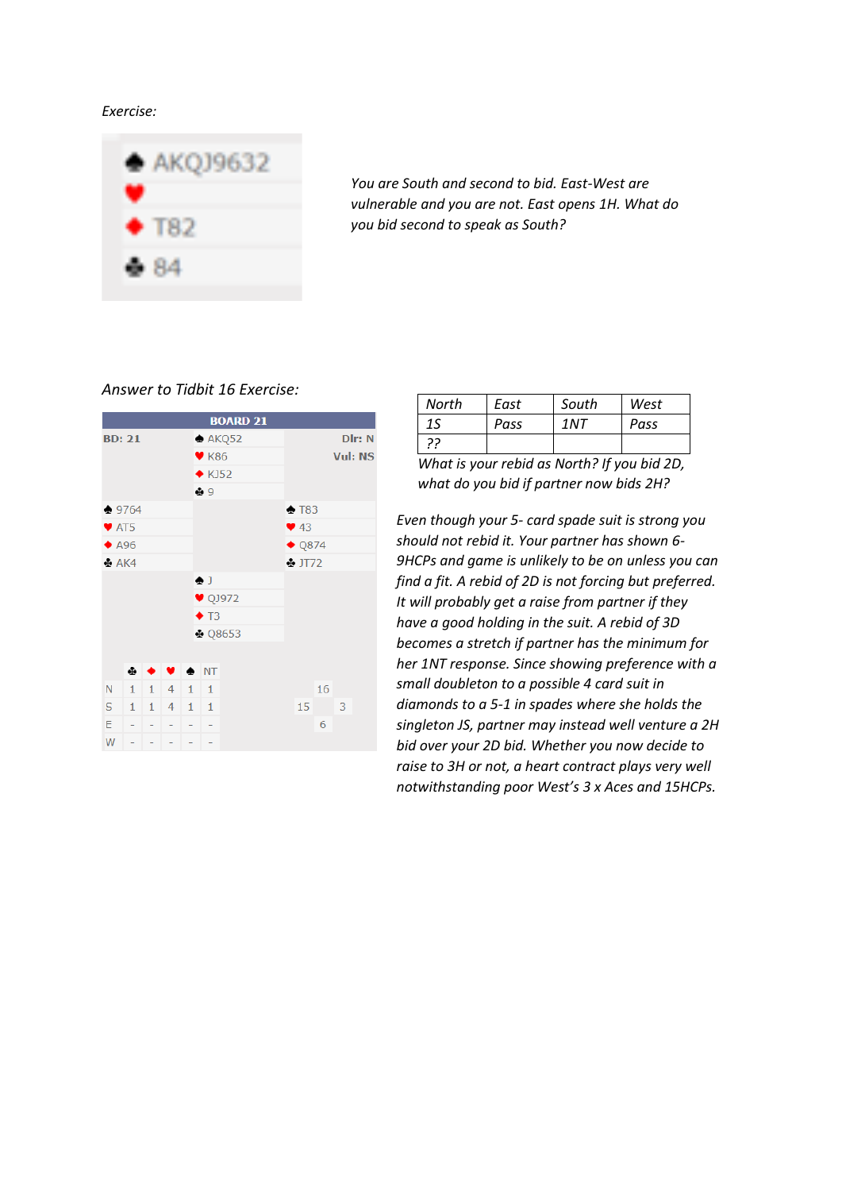*Exercise:*

| | |
|---|---|
| ♠ | AKQJ9632 |
| ♥ | |
| ♦ | T82 |
| ♣ | 84 |

*You are South and second to bid. East-West are vulnerable and you are not. East opens 1H. What do you bid second to speak as South?*

*Answer to Tidbit 16 Exercise:*

| BOARD 21 | | |
|---|---|---|
| BD: 21 | ♠ AKQ52<br>♥ K86<br>♦ KJ52<br>♣ 9 | Dlr: N<br>Vul: NS |
| ♠ 9764<br>♥ AT5<br>♦ A96<br>♣ AK4 | | ♠ T83<br>♥ 43<br>♦ Q874<br>♣ JT72 |
| | ♠ J<br>♥ QJ972<br>♦ T3<br>♣ Q8653 | |

| | ♣ | ♦ | ♥ | ♠ | NT |
|---|---|---|---|---|---|
| N | 1 | 1 | 4 | 1 | 1 |
| S | 1 | 1 | 4 | 1 | 1 |
| E | - | - | - | - | - |
| W | - | - | - | - | - |

16

15 3

6

| North | East | South | West |
|---|---|---|---|
| 1S | Pass | 1NT | Pass |
| ?? | | | |

*What is your rebid as North? If you bid 2D, what do you bid if partner now bids 2H?*

*Even though your 5- card spade suit is strong you should not rebid it. Your partner has shown 6-9HCPs and game is unlikely to be on unless you can find a fit. A rebid of 2D is not forcing but preferred. It will probably get a raise from partner if they have a good holding in the suit. A rebid of 3D becomes a stretch if partner has the minimum for her 1NT response. Since showing preference with a small doubleton to a possible 4 card suit in diamonds to a 5-1 in spades where she holds the singleton JS, partner may instead well venture a 2H bid over your 2D bid. Whether you now decide to raise to 3H or not, a heart contract plays very well notwithstanding poor West's 3 x Aces and 15HCPs.*